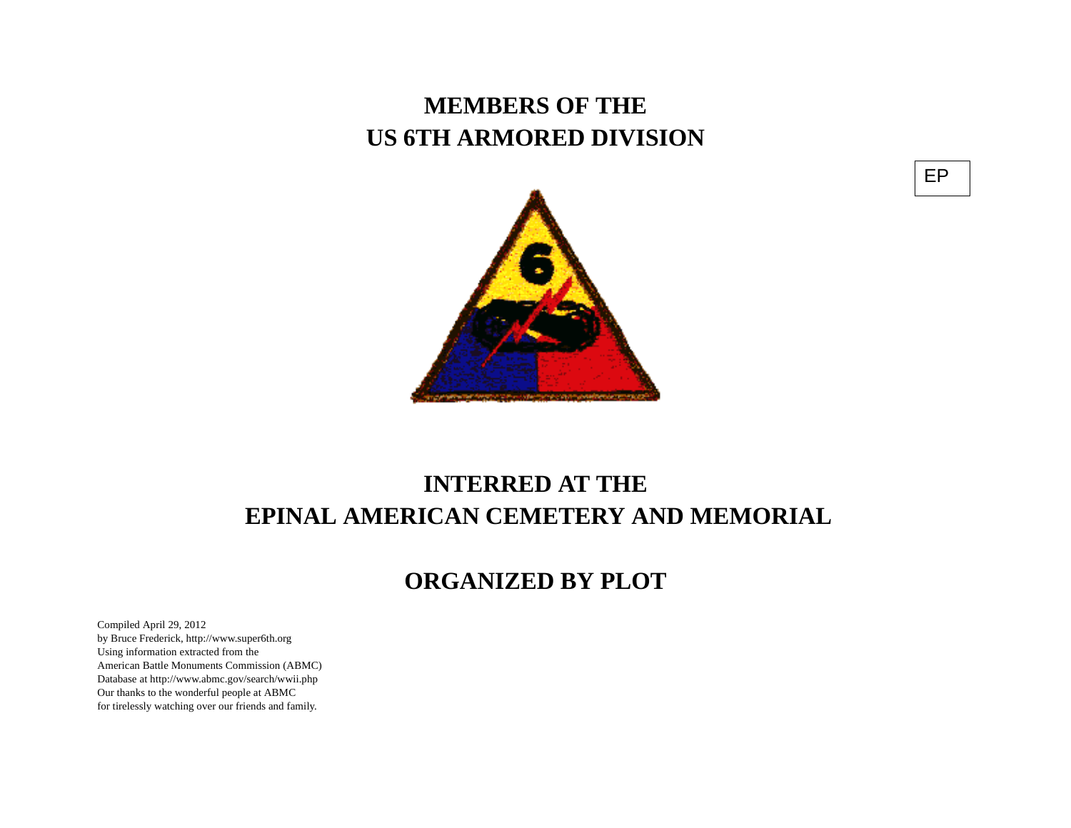# MEMBERS OF THE
# US 6TH ARMORED DIVISION

EP

# INTERRED AT THE
# EPINAL AMERICAN CEMETERY AND MEMORIAL

## ORGANIZED BY PLOT

Compiled April 29, 2012
by Bruce Frederick, http://www.super6th.org
Using information extracted from the
American Battle Monuments Commission (ABMC)
Database at http://www.abmc.gov/search/wwii.php
Our thanks to the wonderful people at ABMC
for tirelessly watching over our friends and family.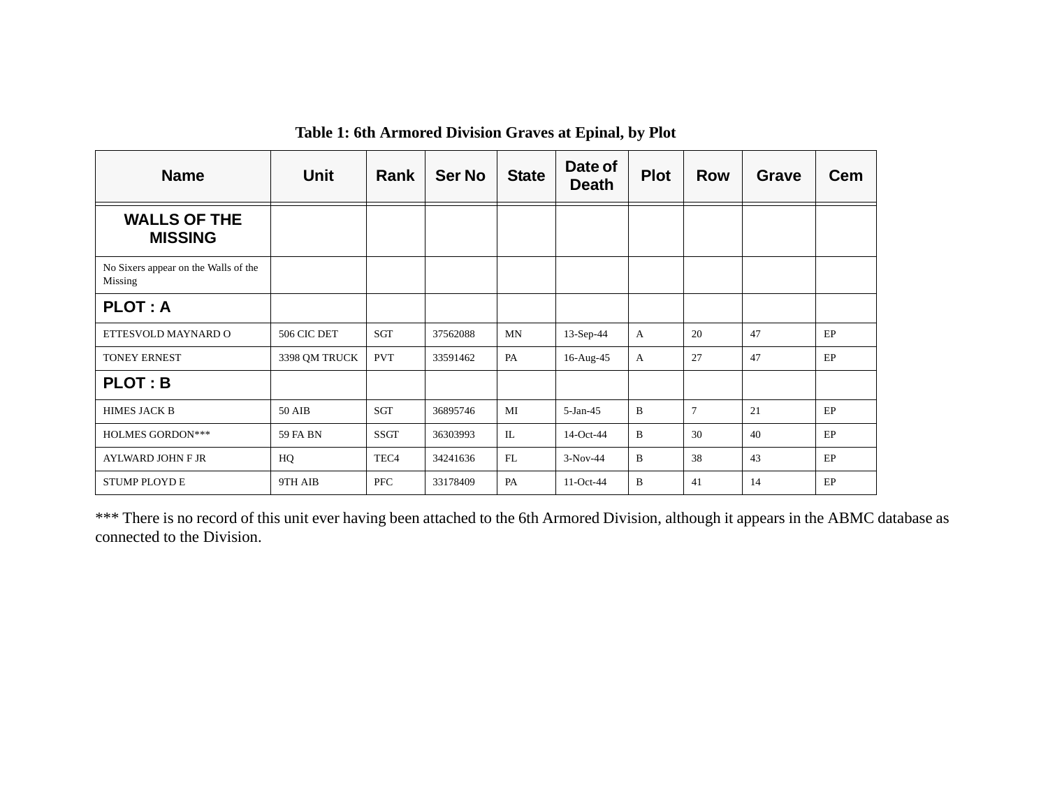**Table 1: 6th Armored Division Graves at Epinal, by Plot**

| Name | Unit | Rank | Ser No | State | Date of Death | Plot | Row | Grave | Cem |
|---|---|---|---|---|---|---|---|---|---|
| **WALLS OF THE MISSING** | | | | | | | | | |
| No Sixers appear on the Walls of the Missing | | | | | | | | | |
| **PLOT : A** | | | | | | | | | |
| ETTESVOLD MAYNARD O | 506 CIC DET | SGT | 37562088 | MN | 13-Sep-44 | A | 20 | 47 | EP |
| TONEY ERNEST | 3398 QM TRUCK | PVT | 33591462 | PA | 16-Aug-45 | A | 27 | 47 | EP |
| **PLOT : B** | | | | | | | | | |
| HIMES JACK B | 50 AIB | SGT | 36895746 | MI | 5-Jan-45 | B | 7 | 21 | EP |
| HOLMES GORDON*** | 59 FA BN | SSGT | 36303993 | IL | 14-Oct-44 | B | 30 | 40 | EP |
| AYLWARD JOHN F JR | HQ | TEC4 | 34241636 | FL | 3-Nov-44 | B | 38 | 43 | EP |
| STUMP PLOYD E | 9TH AIB | PFC | 33178409 | PA | 11-Oct-44 | B | 41 | 14 | EP |

*** There is no record of this unit ever having been attached to the 6th Armored Division, although it appears in the ABMC database as connected to the Division.